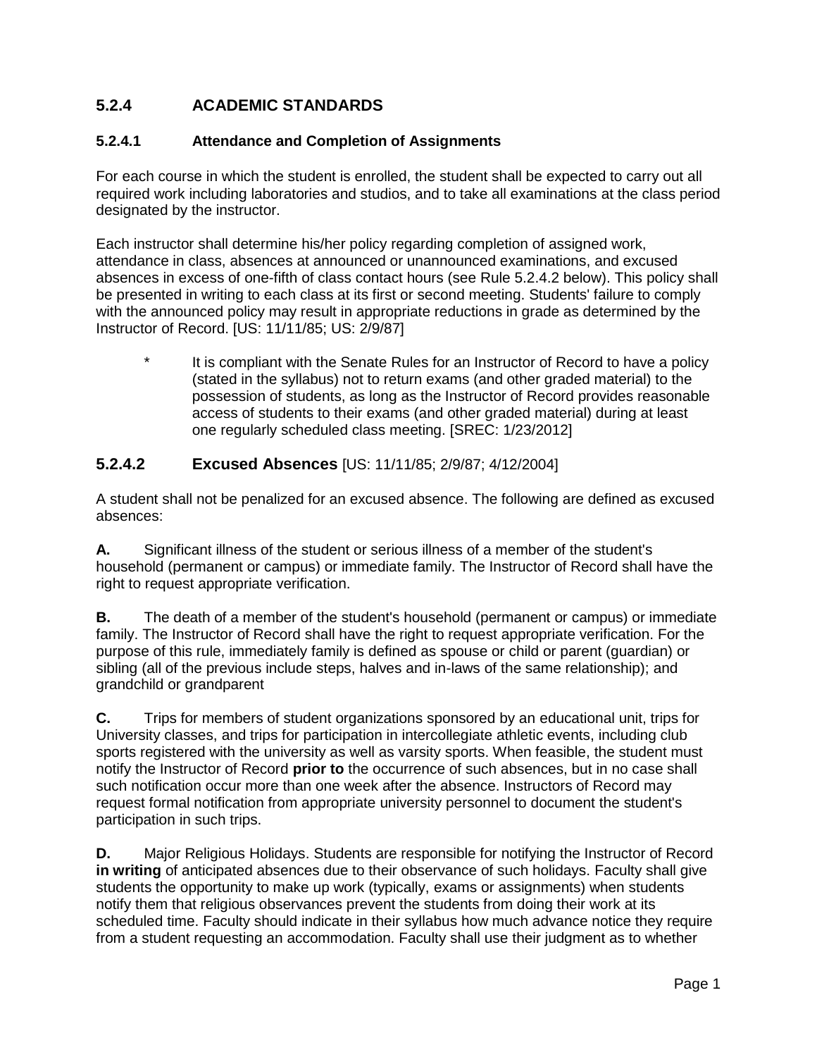## 5.2.4 ACADEMIC STANDARDS

### 5.2.4.1 Attendance and Completion of Assignments

For each course in which the student is enrolled, the student shall be expected to carry out all required work including laboratories and studios, and to take all examinations at the class period designated by the instructor.

Each instructor shall determine his/her policy regarding completion of assigned work, attendance in class, absences at announced or unannounced examinations, and excused absences in excess of one-fifth of class contact hours (see Rule 5.2.4.2 below). This policy shall be presented in writing to each class at its first or second meeting. Students' failure to comply with the announced policy may result in appropriate reductions in grade as determined by the Instructor of Record. [US: 11/11/85; US: 2/9/87]

> * It is compliant with the Senate Rules for an Instructor of Record to have a policy (stated in the syllabus) not to return exams (and other graded material) to the possession of students, as long as the Instructor of Record provides reasonable access of students to their exams (and other graded material) during at least one regularly scheduled class meeting. [SREC: 1/23/2012]

### 5.2.4.2 Excused Absences [US: 11/11/85; 2/9/87; 4/12/2004]

A student shall not be penalized for an excused absence. The following are defined as excused absences:

**A.** Significant illness of the student or serious illness of a member of the student's household (permanent or campus) or immediate family. The Instructor of Record shall have the right to request appropriate verification.

**B.** The death of a member of the student's household (permanent or campus) or immediate family. The Instructor of Record shall have the right to request appropriate verification. For the purpose of this rule, immediately family is defined as spouse or child or parent (guardian) or sibling (all of the previous include steps, halves and in-laws of the same relationship); and grandchild or grandparent

**C.** Trips for members of student organizations sponsored by an educational unit, trips for University classes, and trips for participation in intercollegiate athletic events, including club sports registered with the university as well as varsity sports. When feasible, the student must notify the Instructor of Record **prior to** the occurrence of such absences, but in no case shall such notification occur more than one week after the absence. Instructors of Record may request formal notification from appropriate university personnel to document the student's participation in such trips.

**D.** Major Religious Holidays. Students are responsible for notifying the Instructor of Record **in writing** of anticipated absences due to their observance of such holidays. Faculty shall give students the opportunity to make up work (typically, exams or assignments) when students notify them that religious observances prevent the students from doing their work at its scheduled time. Faculty should indicate in their syllabus how much advance notice they require from a student requesting an accommodation. Faculty shall use their judgment as to whether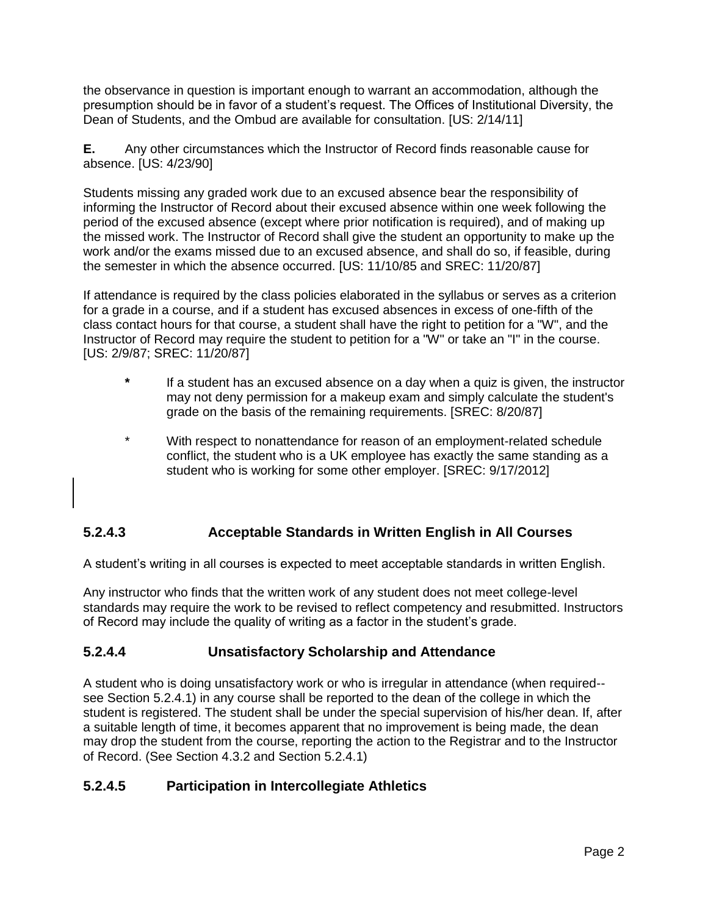the observance in question is important enough to warrant an accommodation, although the presumption should be in favor of a student's request. The Offices of Institutional Diversity, the Dean of Students, and the Ombud are available for consultation. [US: 2/14/11]

**E.** Any other circumstances which the Instructor of Record finds reasonable cause for absence. [US: 4/23/90]

Students missing any graded work due to an excused absence bear the responsibility of informing the Instructor of Record about their excused absence within one week following the period of the excused absence (except where prior notification is required), and of making up the missed work. The Instructor of Record shall give the student an opportunity to make up the work and/or the exams missed due to an excused absence, and shall do so, if feasible, during the semester in which the absence occurred. [US: 11/10/85 and SREC: 11/20/87]

If attendance is required by the class policies elaborated in the syllabus or serves as a criterion for a grade in a course, and if a student has excused absences in excess of one-fifth of the class contact hours for that course, a student shall have the right to petition for a "W", and the Instructor of Record may require the student to petition for a "W" or take an "I" in the course. [US: 2/9/87; SREC: 11/20/87]

- If a student has an excused absence on a day when a quiz is given, the instructor may not deny permission for a makeup exam and simply calculate the student's grade on the basis of the remaining requirements. [SREC: 8/20/87]
- With respect to nonattendance for reason of an employment-related schedule conflict, the student who is a UK employee has exactly the same standing as a student who is working for some other employer. [SREC: 9/17/2012]

### 5.2.4.3 Acceptable Standards in Written English in All Courses

A student's writing in all courses is expected to meet acceptable standards in written English.

Any instructor who finds that the written work of any student does not meet college-level standards may require the work to be revised to reflect competency and resubmitted. Instructors of Record may include the quality of writing as a factor in the student's grade.

### 5.2.4.4 Unsatisfactory Scholarship and Attendance

A student who is doing unsatisfactory work or who is irregular in attendance (when required--see Section 5.2.4.1) in any course shall be reported to the dean of the college in which the student is registered. The student shall be under the special supervision of his/her dean. If, after a suitable length of time, it becomes apparent that no improvement is being made, the dean may drop the student from the course, reporting the action to the Registrar and to the Instructor of Record. (See Section 4.3.2 and Section 5.2.4.1)

### 5.2.4.5 Participation in Intercollegiate Athletics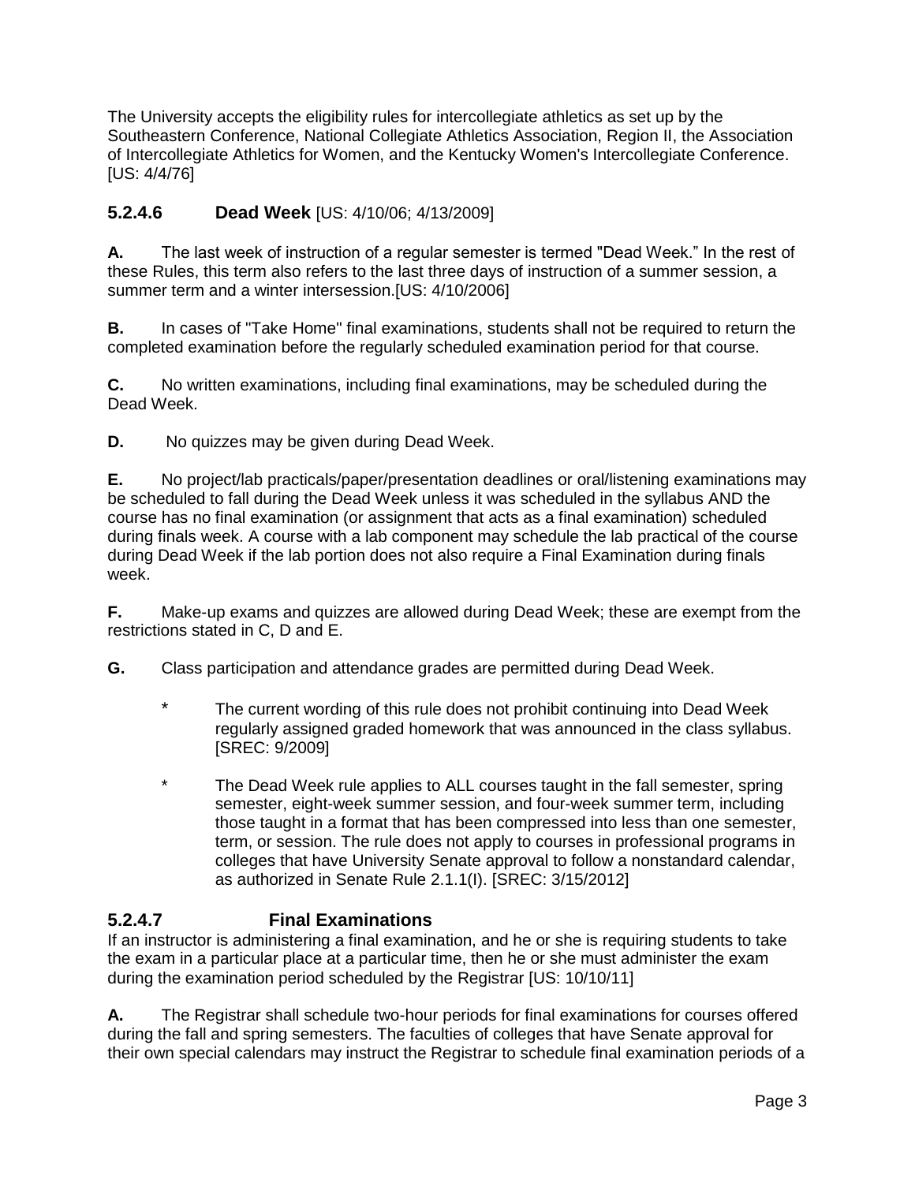The University accepts the eligibility rules for intercollegiate athletics as set up by the Southeastern Conference, National Collegiate Athletics Association, Region II, the Association of Intercollegiate Athletics for Women, and the Kentucky Women's Intercollegiate Conference. [US: 4/4/76]

### 5.2.4.6 Dead Week [US: 4/10/06; 4/13/2009]

**A.** The last week of instruction of a regular semester is termed "Dead Week." In the rest of these Rules, this term also refers to the last three days of instruction of a summer session, a summer term and a winter intersession.[US: 4/10/2006]

**B.** In cases of "Take Home" final examinations, students shall not be required to return the completed examination before the regularly scheduled examination period for that course.

**C.** No written examinations, including final examinations, may be scheduled during the Dead Week.

**D.** No quizzes may be given during Dead Week.

**E.** No project/lab practicals/paper/presentation deadlines or oral/listening examinations may be scheduled to fall during the Dead Week unless it was scheduled in the syllabus AND the course has no final examination (or assignment that acts as a final examination) scheduled during finals week. A course with a lab component may schedule the lab practical of the course during Dead Week if the lab portion does not also require a Final Examination during finals week.

**F.** Make-up exams and quizzes are allowed during Dead Week; these are exempt from the restrictions stated in C, D and E.

**G.** Class participation and attendance grades are permitted during Dead Week.

- The current wording of this rule does not prohibit continuing into Dead Week regularly assigned graded homework that was announced in the class syllabus. [SREC: 9/2009]

- The Dead Week rule applies to ALL courses taught in the fall semester, spring semester, eight-week summer session, and four-week summer term, including those taught in a format that has been compressed into less than one semester, term, or session. The rule does not apply to courses in professional programs in colleges that have University Senate approval to follow a nonstandard calendar, as authorized in Senate Rule 2.1.1(I). [SREC: 3/15/2012]

### 5.2.4.7 Final Examinations

If an instructor is administering a final examination, and he or she is requiring students to take the exam in a particular place at a particular time, then he or she must administer the exam during the examination period scheduled by the Registrar [US: 10/10/11]

**A.** The Registrar shall schedule two-hour periods for final examinations for courses offered during the fall and spring semesters. The faculties of colleges that have Senate approval for their own special calendars may instruct the Registrar to schedule final examination periods of a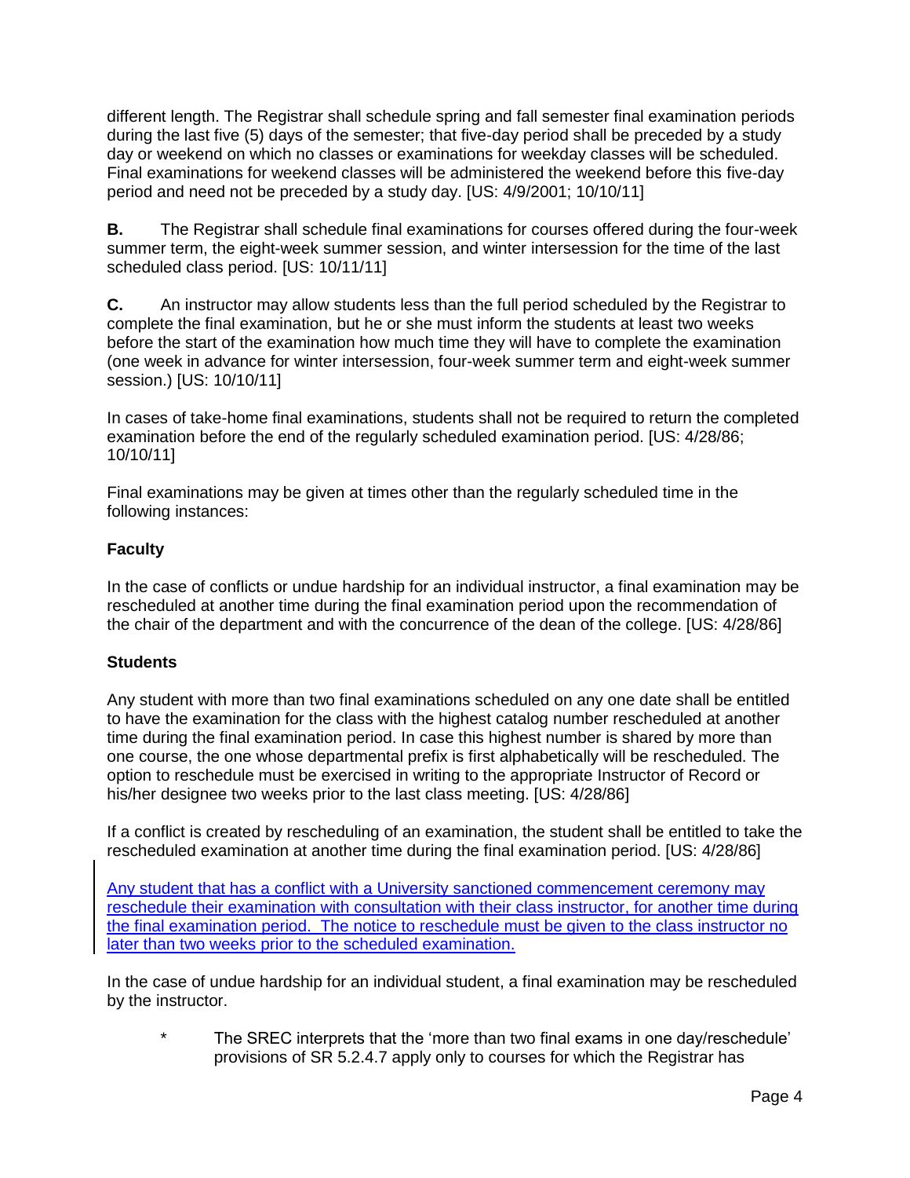different length. The Registrar shall schedule spring and fall semester final examination periods during the last five (5) days of the semester; that five-day period shall be preceded by a study day or weekend on which no classes or examinations for weekday classes will be scheduled. Final examinations for weekend classes will be administered the weekend before this five-day period and need not be preceded by a study day. [US: 4/9/2001; 10/10/11]

**B.** The Registrar shall schedule final examinations for courses offered during the four-week summer term, the eight-week summer session, and winter intersession for the time of the last scheduled class period. [US: 10/11/11]

**C.** An instructor may allow students less than the full period scheduled by the Registrar to complete the final examination, but he or she must inform the students at least two weeks before the start of the examination how much time they will have to complete the examination (one week in advance for winter intersession, four-week summer term and eight-week summer session.) [US: 10/10/11]

In cases of take-home final examinations, students shall not be required to return the completed examination before the end of the regularly scheduled examination period. [US: 4/28/86; 10/10/11]

Final examinations may be given at times other than the regularly scheduled time in the following instances:

**Faculty**

In the case of conflicts or undue hardship for an individual instructor, a final examination may be rescheduled at another time during the final examination period upon the recommendation of the chair of the department and with the concurrence of the dean of the college. [US: 4/28/86]

**Students**

Any student with more than two final examinations scheduled on any one date shall be entitled to have the examination for the class with the highest catalog number rescheduled at another time during the final examination period. In case this highest number is shared by more than one course, the one whose departmental prefix is first alphabetically will be rescheduled. The option to reschedule must be exercised in writing to the appropriate Instructor of Record or his/her designee two weeks prior to the last class meeting. [US: 4/28/86]

If a conflict is created by rescheduling of an examination, the student shall be entitled to take the rescheduled examination at another time during the final examination period. [US: 4/28/86]

<u>Any student that has a conflict with a University sanctioned commencement ceremony may reschedule their examination with consultation with their class instructor, for another time during the final examination period. The notice to reschedule must be given to the class instructor no later than two weeks prior to the scheduled examination.</u>

In the case of undue hardship for an individual student, a final examination may be rescheduled by the instructor.

\* The SREC interprets that the 'more than two final exams in one day/reschedule' provisions of SR 5.2.4.7 apply only to courses for which the Registrar has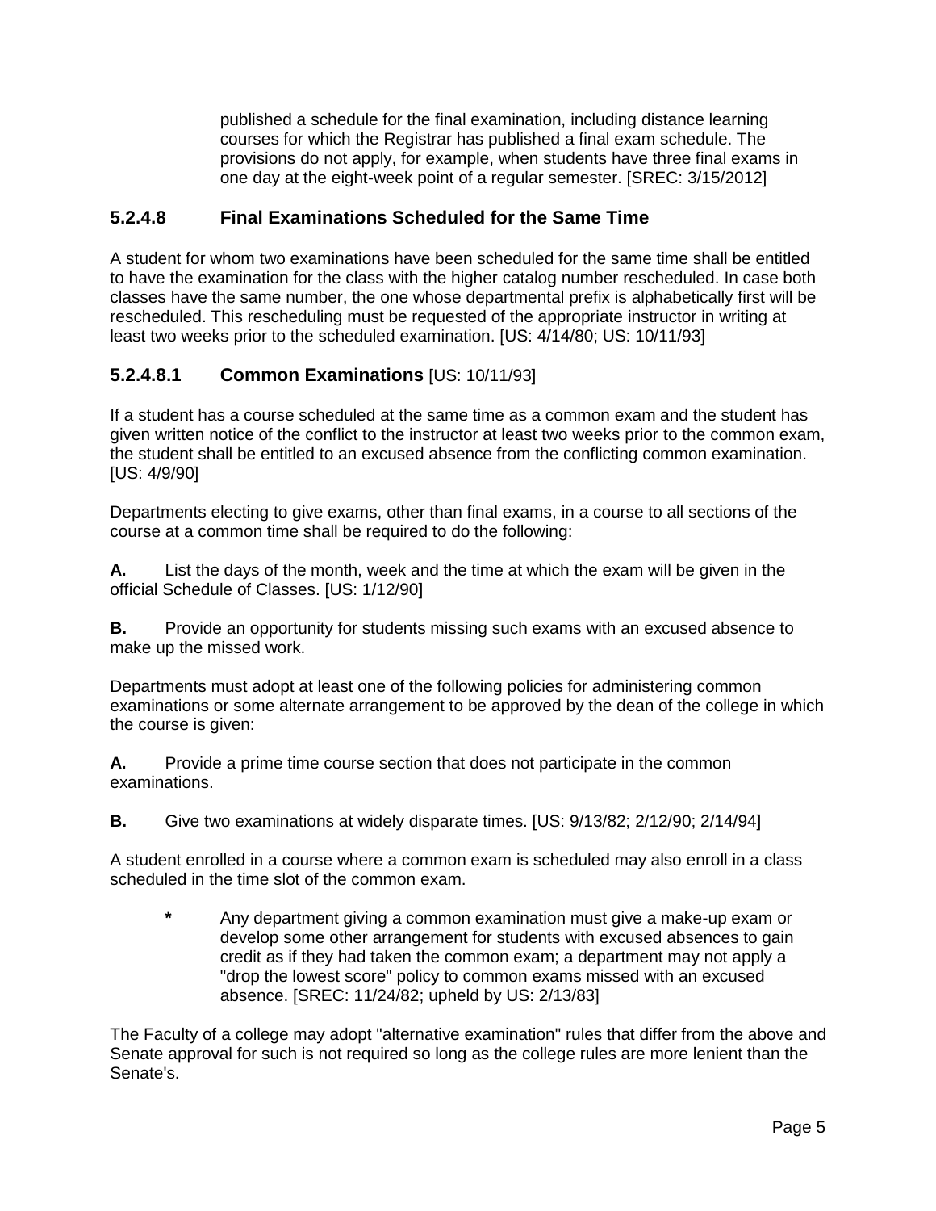published a schedule for the final examination, including distance learning courses for which the Registrar has published a final exam schedule. The provisions do not apply, for example, when students have three final exams in one day at the eight-week point of a regular semester. [SREC: 3/15/2012]

### 5.2.4.8 Final Examinations Scheduled for the Same Time

A student for whom two examinations have been scheduled for the same time shall be entitled to have the examination for the class with the higher catalog number rescheduled. In case both classes have the same number, the one whose departmental prefix is alphabetically first will be rescheduled. This rescheduling must be requested of the appropriate instructor in writing at least two weeks prior to the scheduled examination. [US: 4/14/80; US: 10/11/93]

### 5.2.4.8.1 Common Examinations [US: 10/11/93]

If a student has a course scheduled at the same time as a common exam and the student has given written notice of the conflict to the instructor at least two weeks prior to the common exam, the student shall be entitled to an excused absence from the conflicting common examination. [US: 4/9/90]

Departments electing to give exams, other than final exams, in a course to all sections of the course at a common time shall be required to do the following:

**A.** List the days of the month, week and the time at which the exam will be given in the official Schedule of Classes. [US: 1/12/90]

**B.** Provide an opportunity for students missing such exams with an excused absence to make up the missed work.

Departments must adopt at least one of the following policies for administering common examinations or some alternate arrangement to be approved by the dean of the college in which the course is given:

**A.** Provide a prime time course section that does not participate in the common examinations.

**B.** Give two examinations at widely disparate times. [US: 9/13/82; 2/12/90; 2/14/94]

A student enrolled in a course where a common exam is scheduled may also enroll in a class scheduled in the time slot of the common exam.

> **\*** Any department giving a common examination must give a make-up exam or develop some other arrangement for students with excused absences to gain credit as if they had taken the common exam; a department may not apply a "drop the lowest score" policy to common exams missed with an excused absence. [SREC: 11/24/82; upheld by US: 2/13/83]

The Faculty of a college may adopt "alternative examination" rules that differ from the above and Senate approval for such is not required so long as the college rules are more lenient than the Senate's.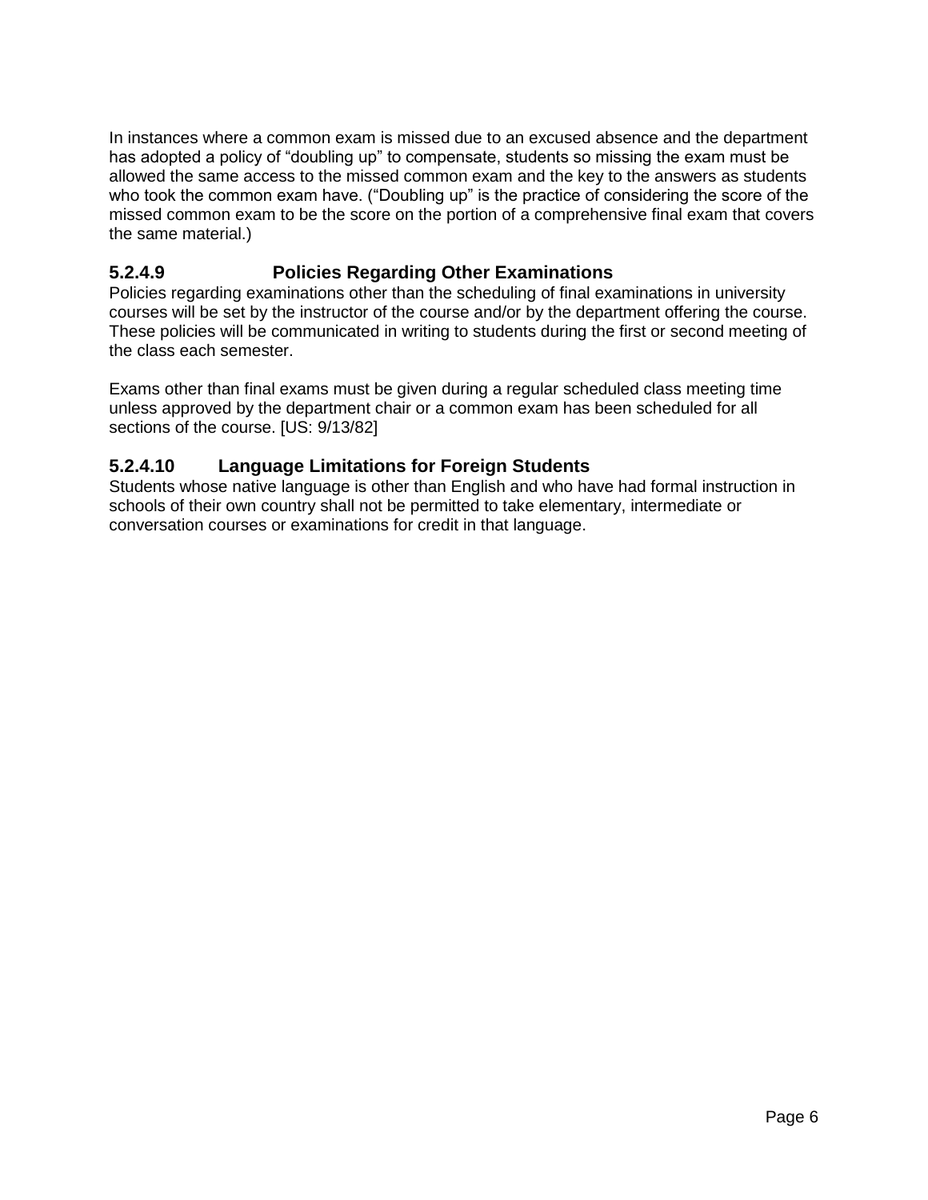In instances where a common exam is missed due to an excused absence and the department has adopted a policy of "doubling up" to compensate, students so missing the exam must be allowed the same access to the missed common exam and the key to the answers as students who took the common exam have. ("Doubling up" is the practice of considering the score of the missed common exam to be the score on the portion of a comprehensive final exam that covers the same material.)

### 5.2.4.9 Policies Regarding Other Examinations

Policies regarding examinations other than the scheduling of final examinations in university courses will be set by the instructor of the course and/or by the department offering the course. These policies will be communicated in writing to students during the first or second meeting of the class each semester.

Exams other than final exams must be given during a regular scheduled class meeting time unless approved by the department chair or a common exam has been scheduled for all sections of the course. [US: 9/13/82]

### 5.2.4.10 Language Limitations for Foreign Students

Students whose native language is other than English and who have had formal instruction in schools of their own country shall not be permitted to take elementary, intermediate or conversation courses or examinations for credit in that language.